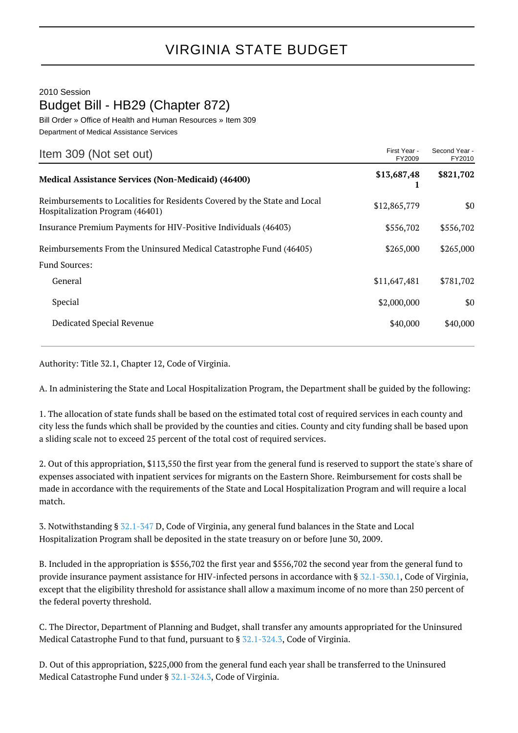# VIRGINIA STATE BUDGET

2010 Session

## Budget Bill - HB29 (Chapter 872)

Bill Order » Office of Health and Human Resources » Item 309

Department of Medical Assistance Services

| Item 309 (Not set out) | First Year - FY2009 | Second Year - FY2010 |
|---|---|---|
| **Medical Assistance Services (Non-Medicaid) (46400)** | **$13,687,481** | **$821,702** |
| Reimbursements to Localities for Residents Covered by the State and Local Hospitalization Program (46401) | $12,865,779 | $0 |
| Insurance Premium Payments for HIV-Positive Individuals (46403) | $556,702 | $556,702 |
| Reimbursements From the Uninsured Medical Catastrophe Fund (46405) | $265,000 | $265,000 |
| Fund Sources: | | |
| General | $11,647,481 | $781,702 |
| Special | $2,000,000 | $0 |
| Dedicated Special Revenue | $40,000 | $40,000 |

Authority: Title 32.1, Chapter 12, Code of Virginia.

A. In administering the State and Local Hospitalization Program, the Department shall be guided by the following:

1. The allocation of state funds shall be based on the estimated total cost of required services in each county and city less the funds which shall be provided by the counties and cities. County and city funding shall be based upon a sliding scale not to exceed 25 percent of the total cost of required services.

2. Out of this appropriation, $113,550 the first year from the general fund is reserved to support the state's share of expenses associated with inpatient services for migrants on the Eastern Shore. Reimbursement for costs shall be made in accordance with the requirements of the State and Local Hospitalization Program and will require a local match.

3. Notwithstanding § 32.1-347 D, Code of Virginia, any general fund balances in the State and Local Hospitalization Program shall be deposited in the state treasury on or before June 30, 2009.

B. Included in the appropriation is $556,702 the first year and $556,702 the second year from the general fund to provide insurance payment assistance for HIV-infected persons in accordance with § 32.1-330.1, Code of Virginia, except that the eligibility threshold for assistance shall allow a maximum income of no more than 250 percent of the federal poverty threshold.

C. The Director, Department of Planning and Budget, shall transfer any amounts appropriated for the Uninsured Medical Catastrophe Fund to that fund, pursuant to § 32.1-324.3, Code of Virginia.

D. Out of this appropriation, $225,000 from the general fund each year shall be transferred to the Uninsured Medical Catastrophe Fund under § 32.1-324.3, Code of Virginia.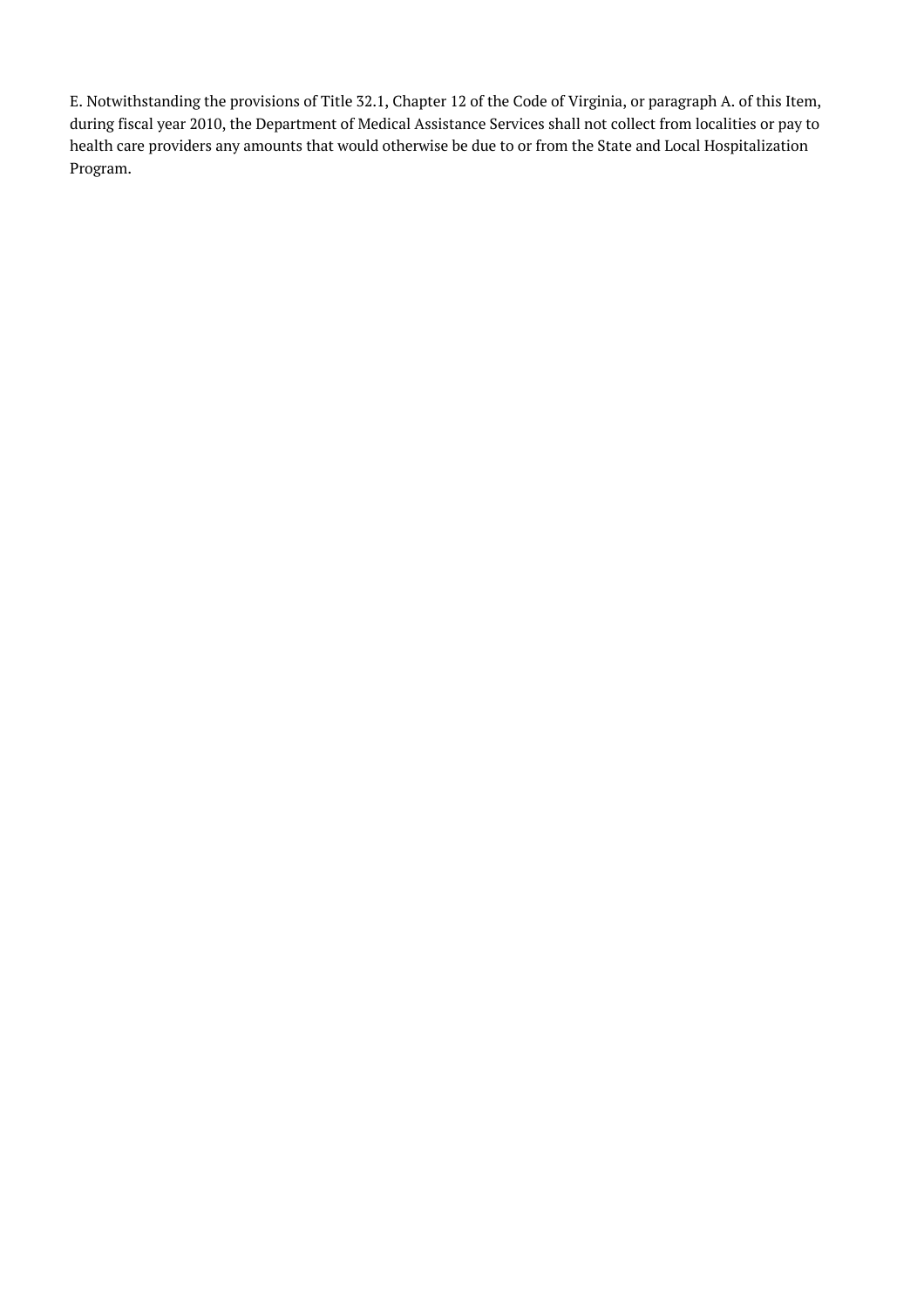E. Notwithstanding the provisions of Title 32.1, Chapter 12 of the Code of Virginia, or paragraph A. of this Item, during fiscal year 2010, the Department of Medical Assistance Services shall not collect from localities or pay to health care providers any amounts that would otherwise be due to or from the State and Local Hospitalization Program.